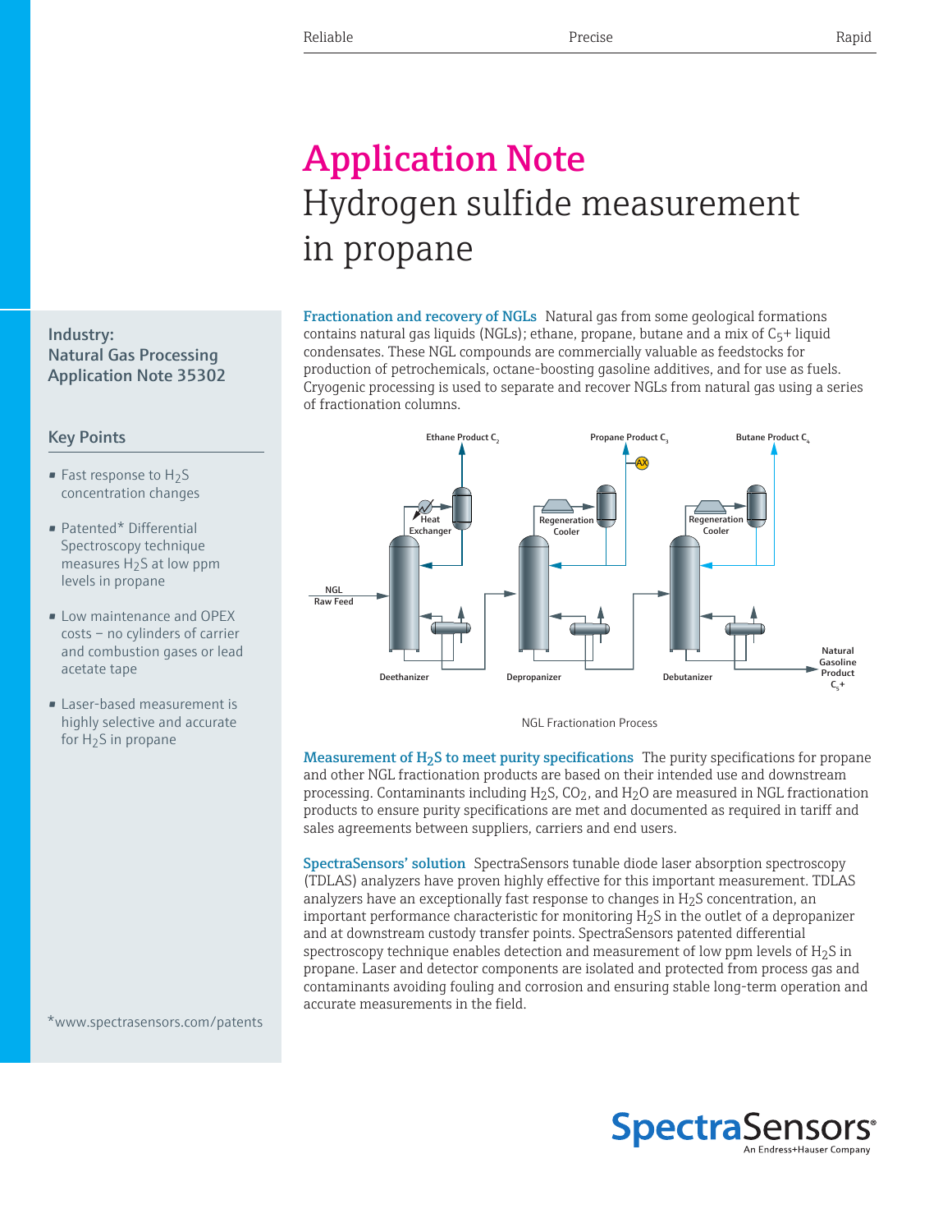Reliable | Precise | Rapid

# Application Note

## Hydrogen sulfide measurement in propane

**Industry:**
**Natural Gas Processing**
**Application Note 35302**

### Key Points

- Fast response to $H_2S$ concentration changes
- Patented* Differential Spectroscopy technique measures $H_2S$ at low ppm levels in propane
- Low maintenance and OPEX costs – no cylinders of carrier and combustion gases or lead acetate tape
- Laser-based measurement is highly selective and accurate for $H_2S$ in propane

*www.spectrasensors.com/patents

**Fractionation and recovery of NGLs** Natural gas from some geological formations contains natural gas liquids (NGLs); ethane, propane, butane and a mix of $C_5$+ liquid condensates. These NGL compounds are commercially valuable as feedstocks for production of petrochemicals, octane-boosting gasoline additives, and for use as fuels. Cryogenic processing is used to separate and recover NGLs from natural gas using a series of fractionation columns.

NGL Fractionation Process

**Measurement of $H_2S$ to meet purity specifications** The purity specifications for propane and other NGL fractionation products are based on their intended use and downstream processing. Contaminants including $H_2S$, $CO_2$, and $H_2O$ are measured in NGL fractionation products to ensure purity specifications are met and documented as required in tariff and sales agreements between suppliers, carriers and end users.

**SpectraSensors' solution** SpectraSensors tunable diode laser absorption spectroscopy (TDLAS) analyzers have proven highly effective for this important measurement. TDLAS analyzers have an exceptionally fast response to changes in $H_2S$ concentration, an important performance characteristic for monitoring $H_2S$ in the outlet of a depropanizer and at downstream custody transfer points. SpectraSensors patented differential spectroscopy technique enables detection and measurement of low ppm levels of $H_2S$ in propane. Laser and detector components are isolated and protected from process gas and contaminants avoiding fouling and corrosion and ensuring stable long-term operation and accurate measurements in the field.

SpectraSensors
An Endress+Hauser Company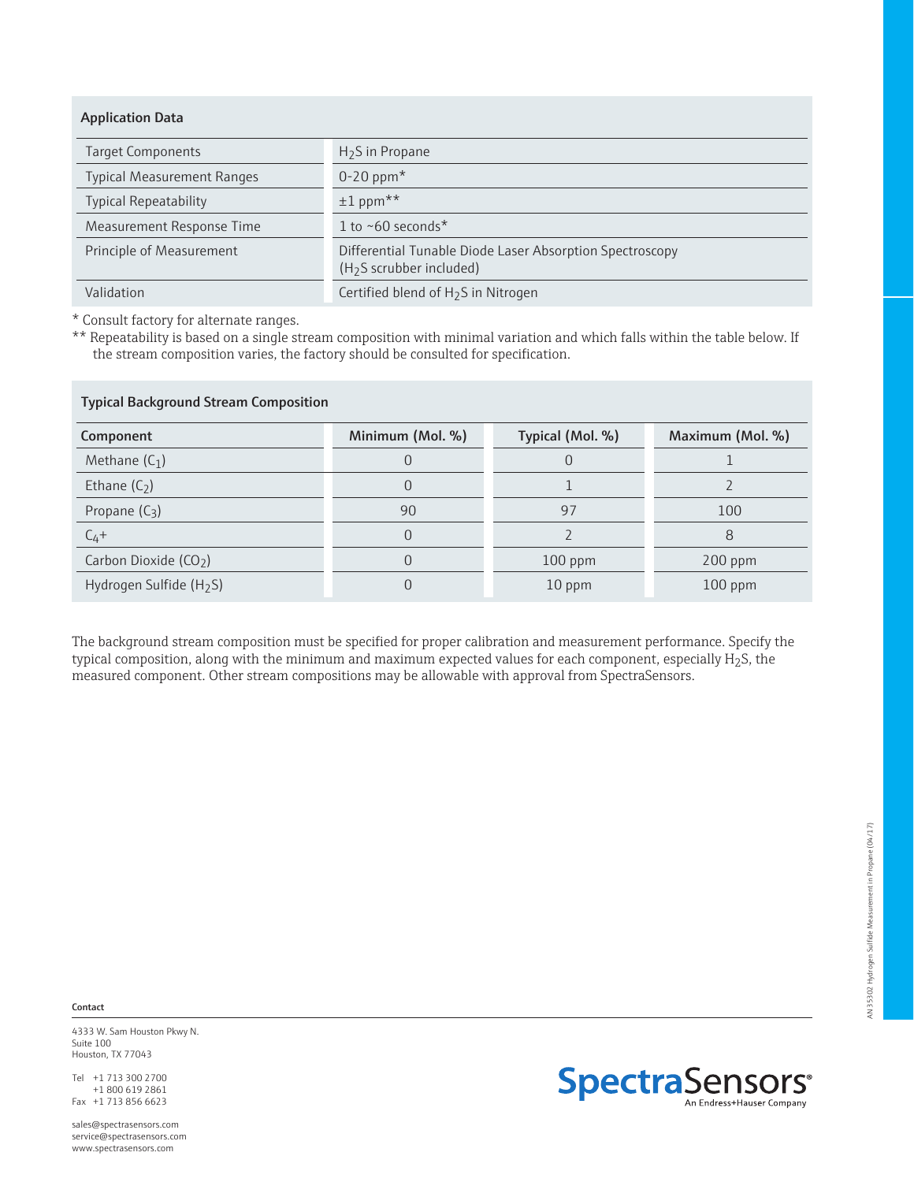### Application Data

| | |
|---|---|
| Target Components | $H_2S$ in Propane |
| Typical Measurement Ranges | 0-20 ppm* |
| Typical Repeatability | ±1 ppm** |
| Measurement Response Time | 1 to ~60 seconds* |
| Principle of Measurement | Differential Tunable Diode Laser Absorption Spectroscopy ($H_2S$ scrubber included) |
| Validation | Certified blend of $H_2S$ in Nitrogen |

* Consult factory for alternate ranges.

** Repeatability is based on a single stream composition with minimal variation and which falls within the table below. If the stream composition varies, the factory should be consulted for specification.

### Typical Background Stream Composition

| Component | Minimum (Mol. %) | Typical (Mol. %) | Maximum (Mol. %) |
|---|---|---|---|
| Methane ($C_1$) | 0 | 0 | 1 |
| Ethane ($C_2$) | 0 | 1 | 2 |
| Propane ($C_3$) | 90 | 97 | 100 |
| $C_4$+ | 0 | 2 | 8 |
| Carbon Dioxide ($CO_2$) | 0 | 100 ppm | 200 ppm |
| Hydrogen Sulfide ($H_2S$) | 0 | 10 ppm | 100 ppm |

The background stream composition must be specified for proper calibration and measurement performance. Specify the typical composition, along with the minimum and maximum expected values for each component, especially $H_2S$, the measured component. Other stream compositions may be allowable with approval from SpectraSensors.

**Contact**

4333 W. Sam Houston Pkwy N.
Suite 100
Houston, TX 77043

Tel +1 713 300 2700
+1 800 619 2861
Fax +1 713 856 6623

sales@spectrasensors.com
service@spectrasensors.com
www.spectrasensors.com

SpectraSensors
An Endress+Hauser Company

AN 35302 Hydrogen Sulfide Measurement in Propane (04/17)